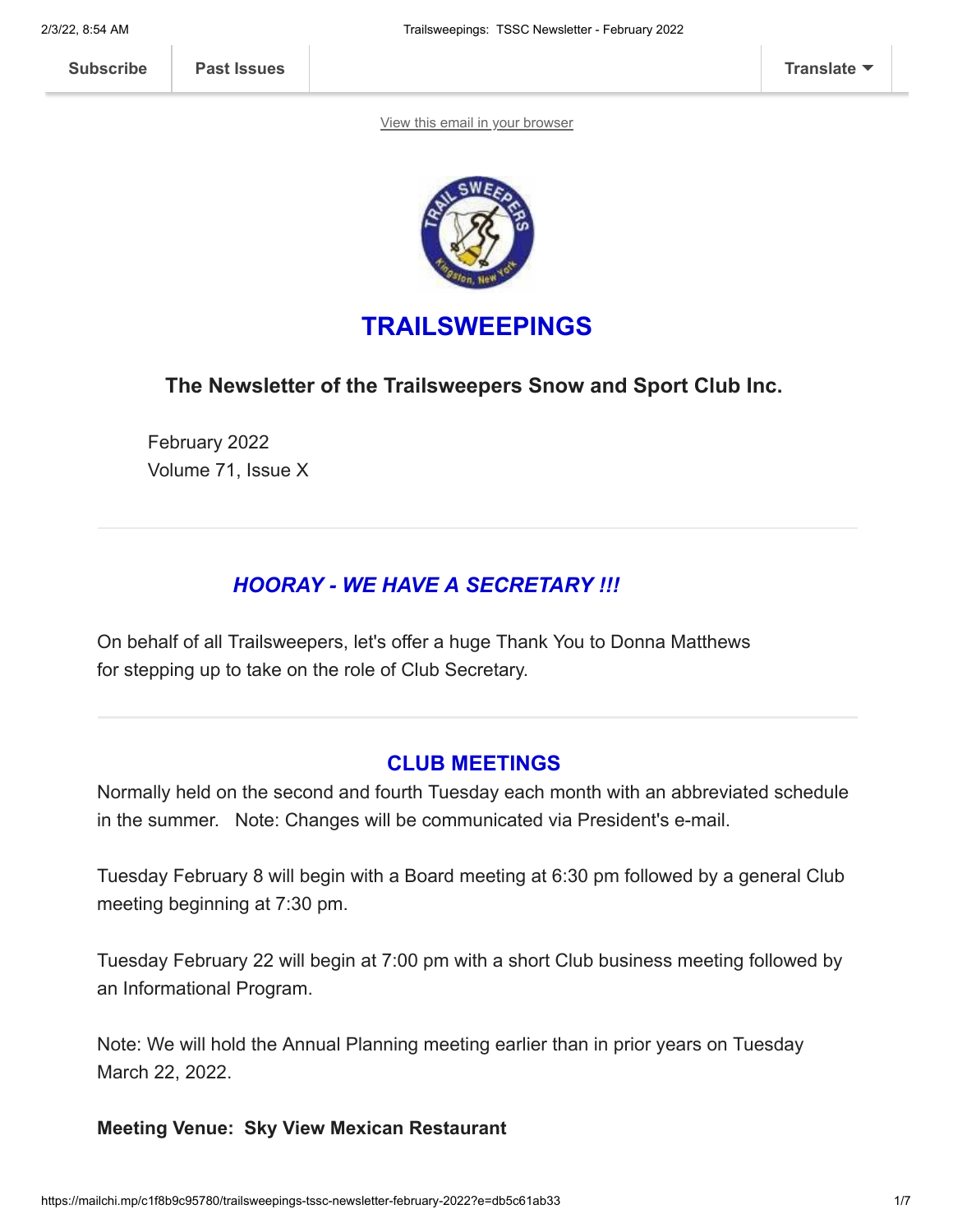Subscribe | Past Issues | Translate

View this email in your browser

# TRAILSWEEPINGS

### The Newsletter of the Trailsweepers Snow and Sport Club Inc.

February 2022
Volume 71, Issue X

---

## *HOORAY - WE HAVE A SECRETARY !!!*

On behalf of all Trailsweepers, let's offer a huge Thank You to Donna Matthews for stepping up to take on the role of Club Secretary.

---

## CLUB MEETINGS

Normally held on the second and fourth Tuesday each month with an abbreviated schedule in the summer. Note: Changes will be communicated via President's e-mail.

Tuesday February 8 will begin with a Board meeting at 6:30 pm followed by a general Club meeting beginning at 7:30 pm.

Tuesday February 22 will begin at 7:00 pm with a short Club business meeting followed by an Informational Program.

Note: We will hold the Annual Planning meeting earlier than in prior years on Tuesday March 22, 2022.

**Meeting Venue: Sky View Mexican Restaurant**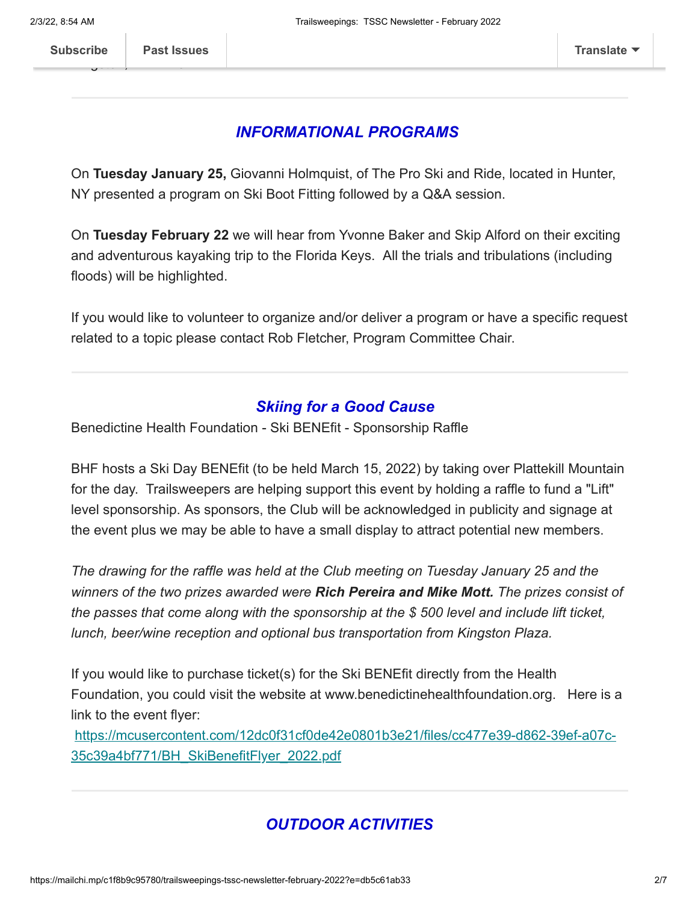## *INFORMATIONAL PROGRAMS*

On **Tuesday January 25,** Giovanni Holmquist, of The Pro Ski and Ride, located in Hunter, NY presented a program on Ski Boot Fitting followed by a Q&A session.

On **Tuesday February 22** we will hear from Yvonne Baker and Skip Alford on their exciting and adventurous kayaking trip to the Florida Keys. All the trials and tribulations (including floods) will be highlighted.

If you would like to volunteer to organize and/or deliver a program or have a specific request related to a topic please contact Rob Fletcher, Program Committee Chair.

---

## *Skiing for a Good Cause*

Benedictine Health Foundation - Ski BENEfit - Sponsorship Raffle

BHF hosts a Ski Day BENEfit (to be held March 15, 2022) by taking over Plattekill Mountain for the day. Trailsweepers are helping support this event by holding a raffle to fund a "Lift" level sponsorship. As sponsors, the Club will be acknowledged in publicity and signage at the event plus we may be able to have a small display to attract potential new members.

*The drawing for the raffle was held at the Club meeting on Tuesday January 25 and the winners of the two prizes awarded were **Rich Pereira and Mike Mott.** The prizes consist of the passes that come along with the sponsorship at the $ 500 level and include lift ticket, lunch, beer/wine reception and optional bus transportation from Kingston Plaza.*

If you would like to purchase ticket(s) for the Ski BENEfit directly from the Health Foundation, you could visit the website at www.benedictinehealthfoundation.org. Here is a link to the event flyer:
[https://mcusercontent.com/12dc0f31cf0de42e0801b3e21/files/cc477e39-d862-39ef-a07c-35c39a4bf771/BH_SkiBenefitFlyer_2022.pdf](https://mcusercontent.com/12dc0f31cf0de42e0801b3e21/files/cc477e39-d862-39ef-a07c-35c39a4bf771/BH_SkiBenefitFlyer_2022.pdf)

---

## *OUTDOOR ACTIVITIES*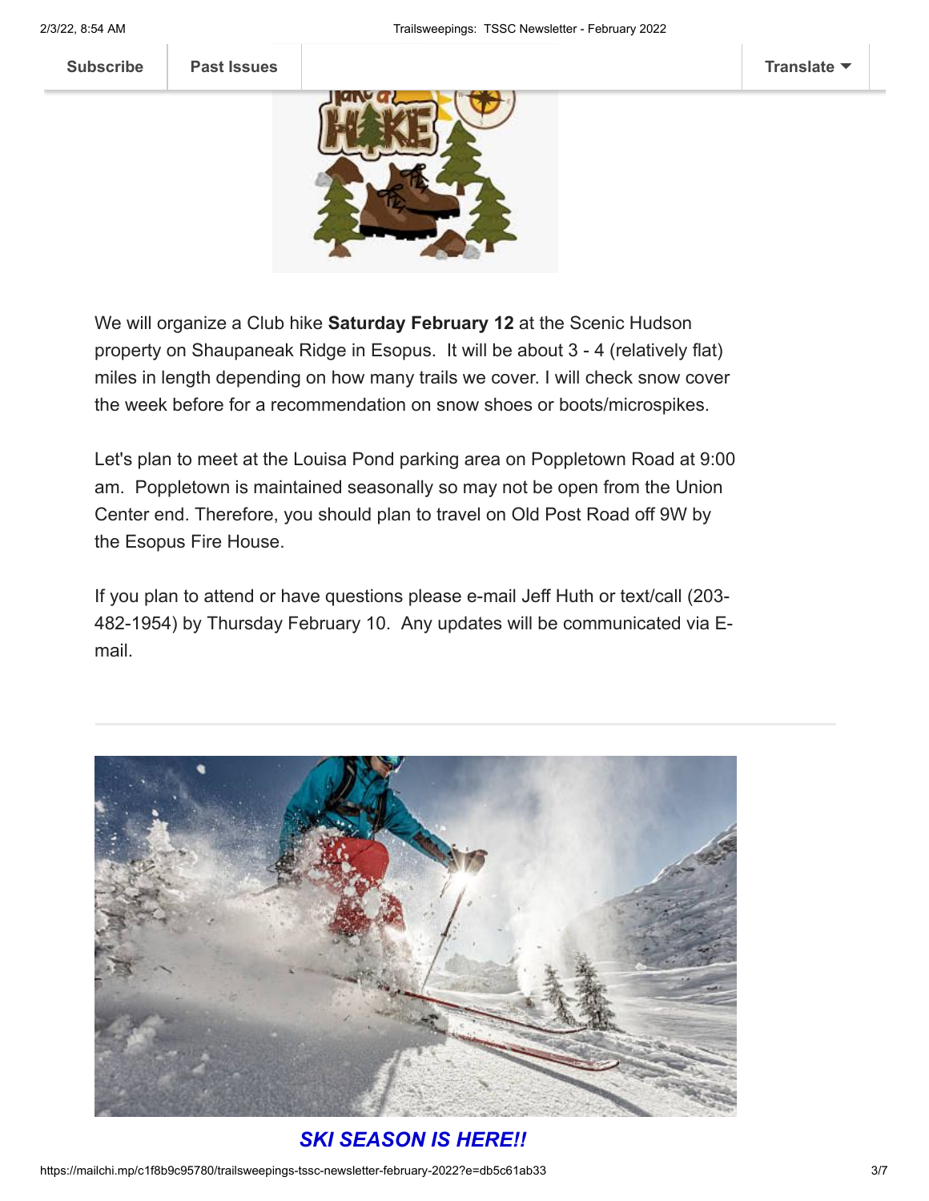We will organize a Club hike **Saturday February 12** at the Scenic Hudson property on Shaupaneak Ridge in Esopus.  It will be about 3 - 4 (relatively flat) miles in length depending on how many trails we cover. I will check snow cover the week before for a recommendation on snow shoes or boots/microspikes.

Let's plan to meet at the Louisa Pond parking area on Poppletown Road at 9:00 am.  Poppletown is maintained seasonally so may not be open from the Union Center end. Therefore, you should plan to travel on Old Post Road off 9W by the Esopus Fire House.

If you plan to attend or have questions please e-mail Jeff Huth or text/call (203-482-1954) by Thursday February 10.  Any updates will be communicated via E-mail.

---

***SKI SEASON IS HERE!!***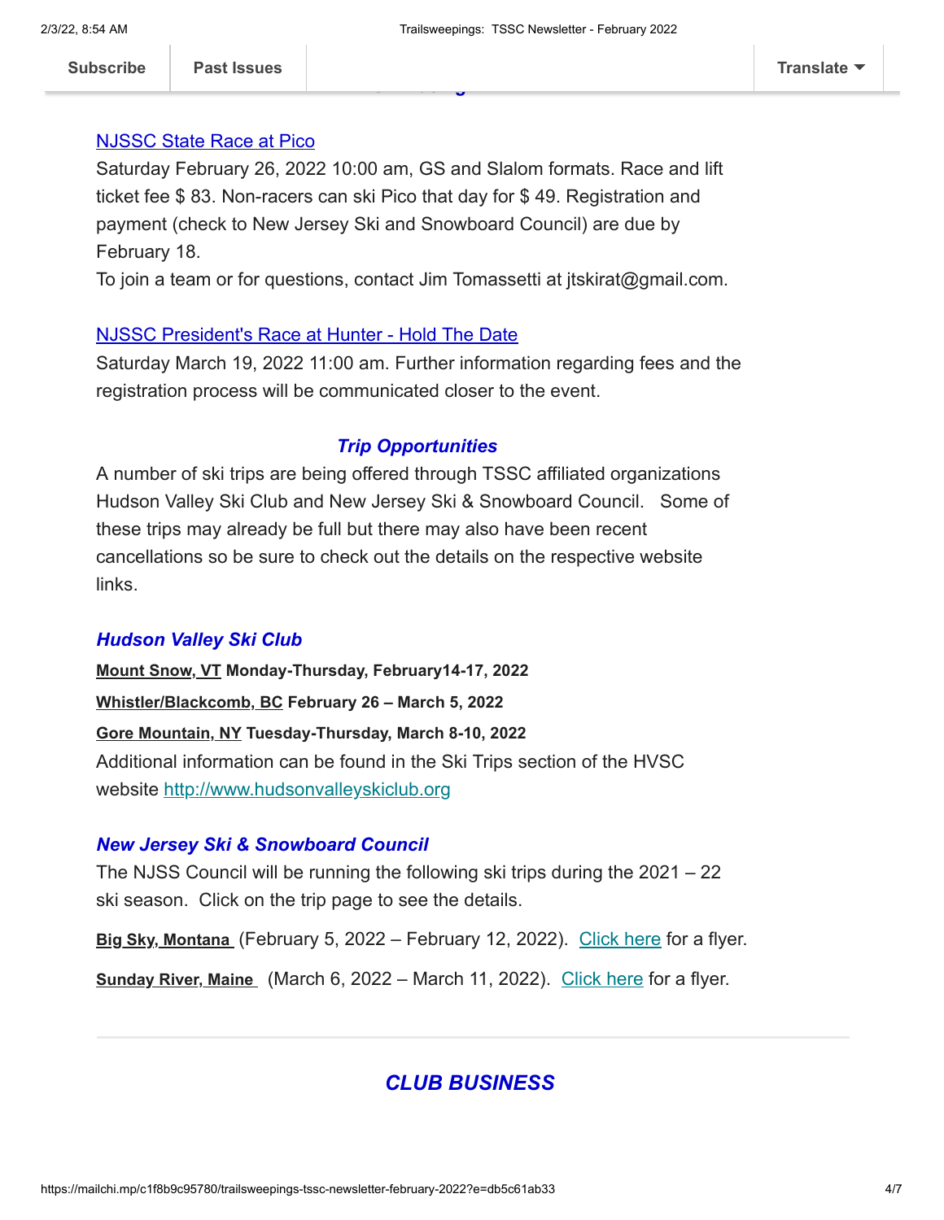[NJSSC State Race at Pico]
Saturday February 26, 2022 10:00 am, GS and Slalom formats. Race and lift ticket fee $ 83. Non-racers can ski Pico that day for $ 49. Registration and payment (check to New Jersey Ski and Snowboard Council) are due by February 18.
To join a team or for questions, contact Jim Tomassetti at jtskirat@gmail.com.

[NJSSC President's Race at Hunter - Hold The Date]
Saturday March 19, 2022 11:00 am. Further information regarding fees and the registration process will be communicated closer to the event.

### *Trip Opportunities*

A number of ski trips are being offered through TSSC affiliated organizations Hudson Valley Ski Club and New Jersey Ski & Snowboard Council. Some of these trips may already be full but there may also have been recent cancellations so be sure to check out the details on the respective website links.

#### *Hudson Valley Ski Club*

**Mount Snow, VT Monday-Thursday, February14-17, 2022**

**Whistler/Blackcomb, BC February 26 – March 5, 2022**

**Gore Mountain, NY Tuesday-Thursday, March 8-10, 2022**

Additional information can be found in the Ski Trips section of the HVSC website http://www.hudsonvalleyskiclub.org

#### *New Jersey Ski & Snowboard Council*

The NJSS Council will be running the following ski trips during the 2021 – 22 ski season. Click on the trip page to see the details.

**Big Sky, Montana** (February 5, 2022 – February 12, 2022). Click here for a flyer.

**Sunday River, Maine** (March 6, 2022 – March 11, 2022). Click here for a flyer.

---

## *CLUB BUSINESS*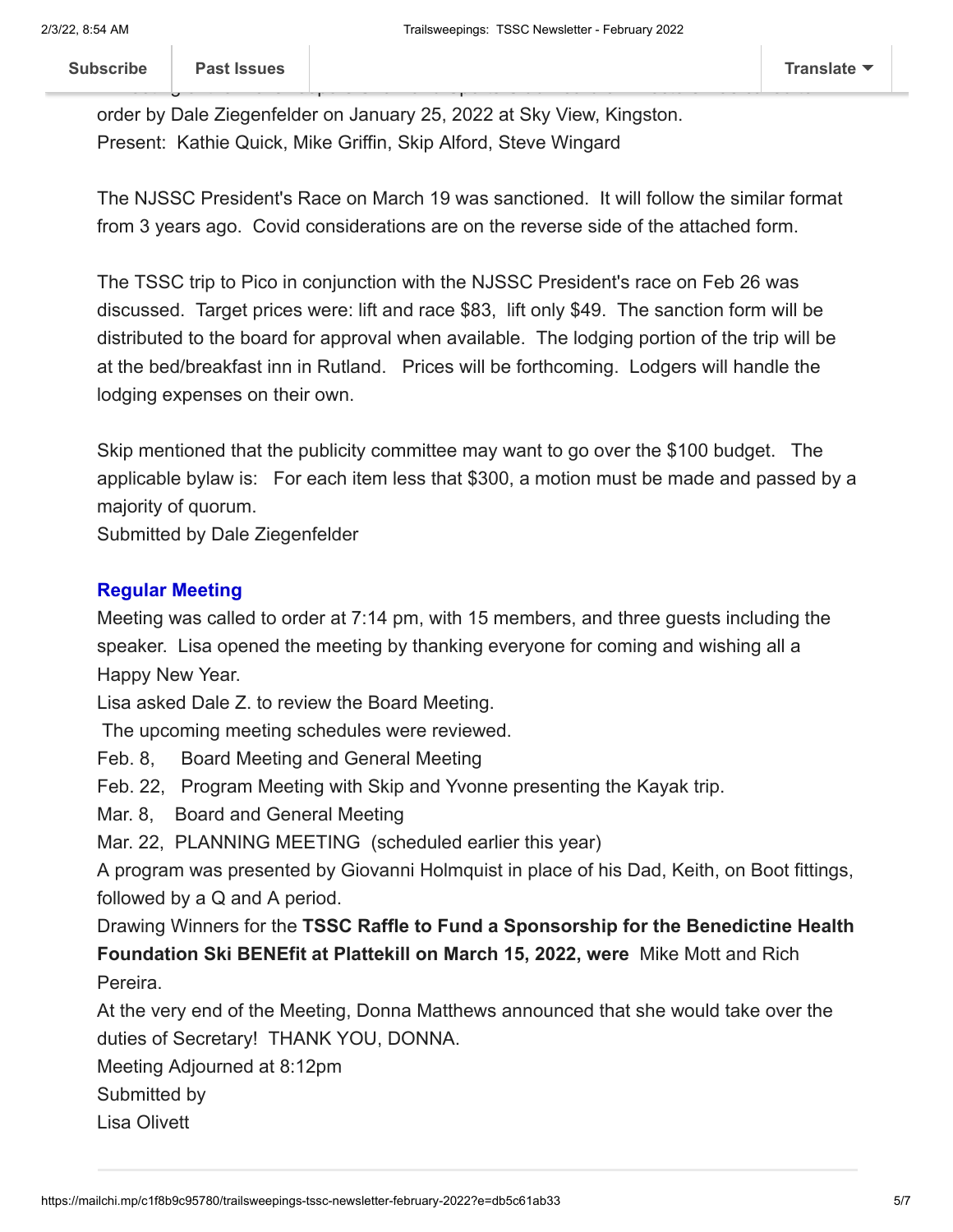order by Dale Ziegenfelder on January 25, 2022 at Sky View, Kingston.
Present: Kathie Quick, Mike Griffin, Skip Alford, Steve Wingard

The NJSSC President's Race on March 19 was sanctioned. It will follow the similar format from 3 years ago. Covid considerations are on the reverse side of the attached form.

The TSSC trip to Pico in conjunction with the NJSSC President's race on Feb 26 was discussed. Target prices were: lift and race $83, lift only $49. The sanction form will be distributed to the board for approval when available. The lodging portion of the trip will be at the bed/breakfast inn in Rutland. Prices will be forthcoming. Lodgers will handle the lodging expenses on their own.

Skip mentioned that the publicity committee may want to go over the $100 budget. The applicable bylaw is: For each item less that $300, a motion must be made and passed by a majority of quorum.
Submitted by Dale Ziegenfelder

### Regular Meeting

Meeting was called to order at 7:14 pm, with 15 members, and three guests including the speaker. Lisa opened the meeting by thanking everyone for coming and wishing all a Happy New Year.
Lisa asked Dale Z. to review the Board Meeting.
The upcoming meeting schedules were reviewed.
Feb. 8, Board Meeting and General Meeting
Feb. 22, Program Meeting with Skip and Yvonne presenting the Kayak trip.
Mar. 8, Board and General Meeting
Mar. 22, PLANNING MEETING (scheduled earlier this year)
A program was presented by Giovanni Holmquist in place of his Dad, Keith, on Boot fittings, followed by a Q and A period.
Drawing Winners for the **TSSC Raffle to Fund a Sponsorship for the Benedictine Health Foundation Ski BENEfit at Plattekill on March 15, 2022, were** Mike Mott and Rich Pereira.
At the very end of the Meeting, Donna Matthews announced that she would take over the duties of Secretary! THANK YOU, DONNA.
Meeting Adjourned at 8:12pm
Submitted by
Lisa Olivett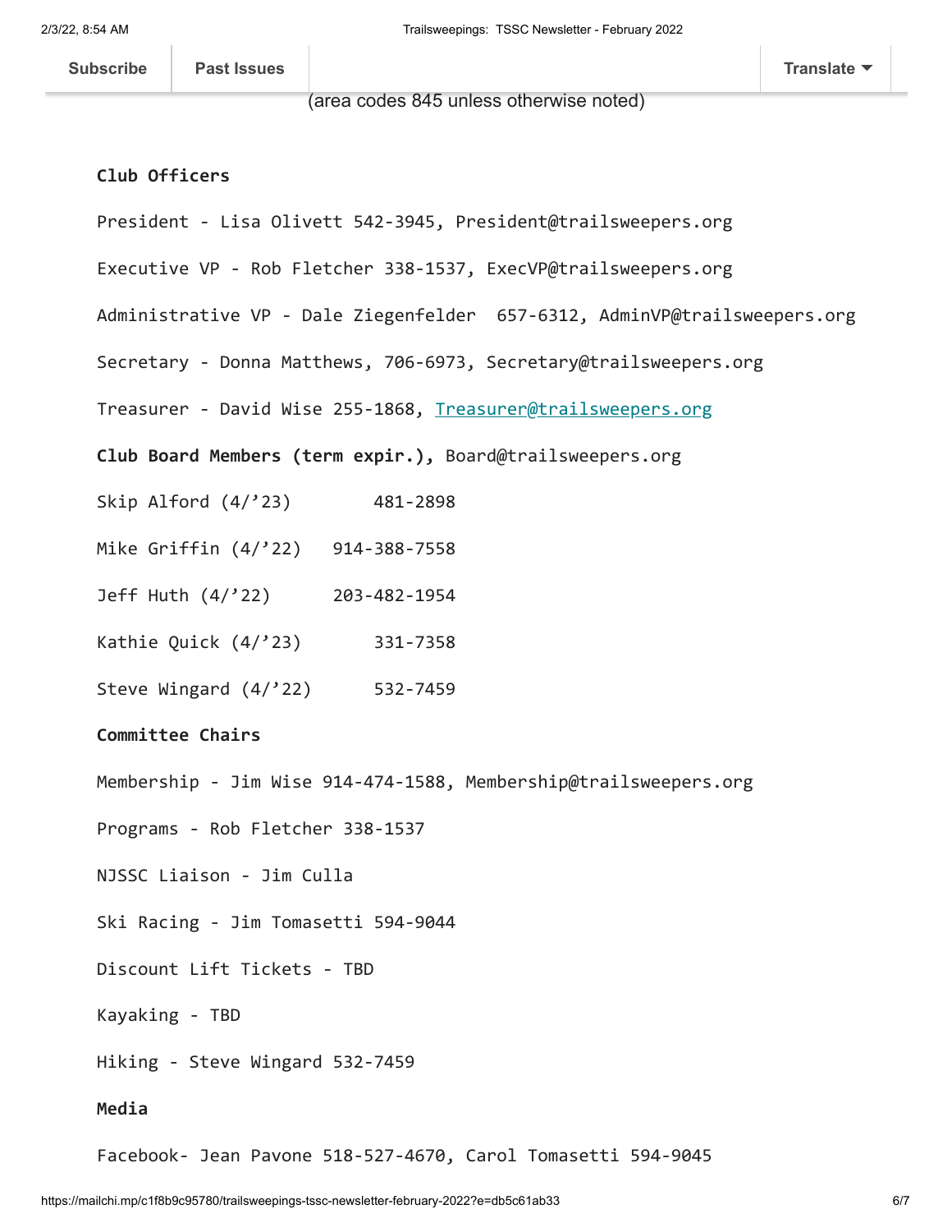(area codes 845 unless otherwise noted)

**Club Officers**

President - Lisa Olivett 542-3945, President@trailsweepers.org

Executive VP - Rob Fletcher 338-1537, ExecVP@trailsweepers.org

Administrative VP - Dale Ziegenfelder 657-6312, AdminVP@trailsweepers.org

Secretary - Donna Matthews, 706-6973, Secretary@trailsweepers.org

Treasurer - David Wise 255-1868, Treasurer@trailsweepers.org

**Club Board Members (term expir.),** Board@trailsweepers.org

Skip Alford (4/’23) 481-2898

Mike Griffin (4/’22) 914-388-7558

Jeff Huth (4/’22) 203-482-1954

Kathie Quick (4/’23) 331-7358

Steve Wingard (4/’22) 532-7459

**Committee Chairs**

Membership - Jim Wise 914-474-1588, Membership@trailsweepers.org

Programs - Rob Fletcher 338-1537

NJSSC Liaison - Jim Culla

Ski Racing - Jim Tomasetti 594-9044

Discount Lift Tickets - TBD

Kayaking - TBD

Hiking - Steve Wingard 532-7459

**Media**

Facebook- Jean Pavone 518-527-4670, Carol Tomasetti 594-9045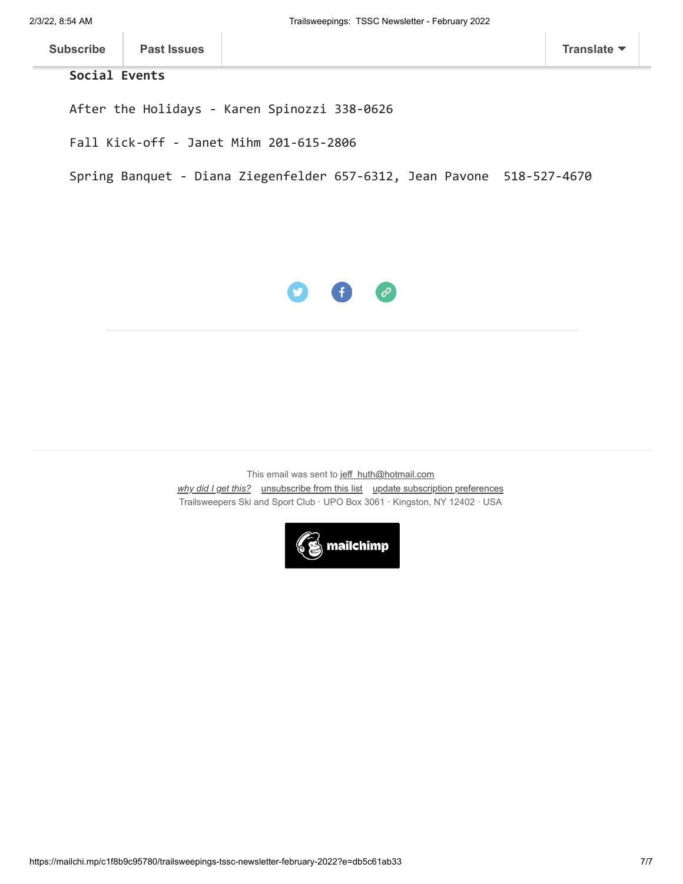Subscribe | Past Issues | Translate

**Social Events**

After the Holidays - Karen Spinozzi 338-0626

Fall Kick-off - Janet Mihm 201-615-2806

Spring Banquet - Diana Ziegenfelder 657-6312, Jean Pavone  518-527-4670

This email was sent to jeff_huth@hotmail.com

*why did I get this?*    unsubscribe from this list    update subscription preferences

Trailsweepers Ski and Sport Club · UPO Box 3061 · Kingston, NY 12402 · USA